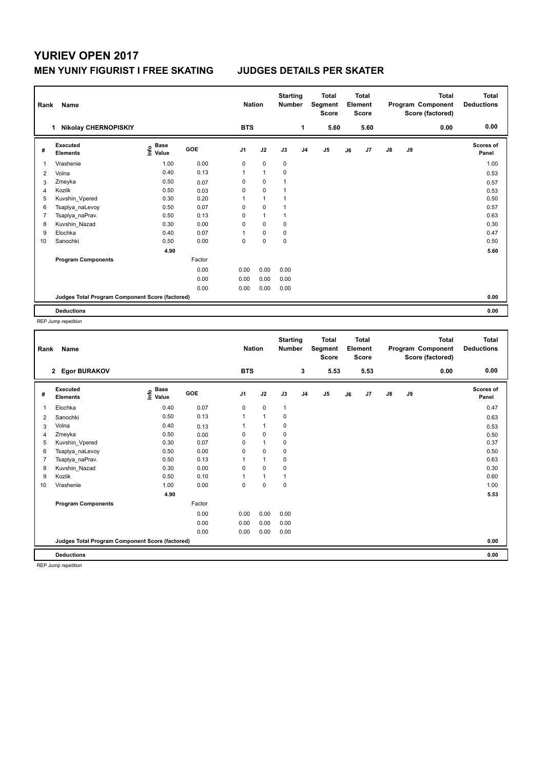# YURIEV OPEN 2017

## MEN YUNIY FIGURIST I FREE SKATING JUDGES DETAILS PER SKATER

| Rank | Name | Nation | Starting Number | Total Segment Score | Total Element Score | Total Program Component Score (factored) | Total Deductions |
|---|---|---|---|---|---|---|---|
| 1 | Nikolay CHERNOPISKIY | BTS | 1 | 5.60 | 5.60 | 0.00 | 0.00 |

| # | Executed Elements | Info | Base Value | GOE | J1 | J2 | J3 | J4 | J5 | J6 | J7 | J8 | J9 | Scores of Panel |
|---|---|---|---|---|---|---|---|---|---|---|---|---|---|---|
| 1 | Vrashenie | | 1.00 | 0.00 | 0 | 0 | 0 | | | | | | | 1.00 |
| 2 | Volna | | 0.40 | 0.13 | 1 | 1 | 0 | | | | | | | 0.53 |
| 3 | Zmeyka | | 0.50 | 0.07 | 0 | 0 | 1 | | | | | | | 0.57 |
| 4 | Kozlik | | 0.50 | 0.03 | 0 | 0 | 1 | | | | | | | 0.53 |
| 5 | Kuvshin_Vpered | | 0.30 | 0.20 | 1 | 1 | 1 | | | | | | | 0.50 |
| 6 | Tsaplya_naLevoy | | 0.50 | 0.07 | 0 | 0 | 1 | | | | | | | 0.57 |
| 7 | Tsaplya_naPrav. | | 0.50 | 0.13 | 0 | 1 | 1 | | | | | | | 0.63 |
| 8 | Kuvshin_Nazad | | 0.30 | 0.00 | 0 | 0 | 0 | | | | | | | 0.30 |
| 9 | Elochka | | 0.40 | 0.07 | 1 | 0 | 0 | | | | | | | 0.47 |
| 10 | Sanochki | | 0.50 | 0.00 | 0 | 0 | 0 | | | | | | | 0.50 |
| | | | 4.90 | | | | | | | | | | | 5.60 |
| | Program Components | | | Factor | | | | | | | | | | |
| | | | | 0.00 | 0.00 | 0.00 | 0.00 | | | | | | | |
| | | | | 0.00 | 0.00 | 0.00 | 0.00 | | | | | | | |
| | | | | 0.00 | 0.00 | 0.00 | 0.00 | | | | | | | |
| | Judges Total Program Component Score (factored) | | | | | | | | | | | | | 0.00 |
| | Deductions | | | | | | | | | | | | | 0.00 |

REP Jump repetition

| Rank | Name | Nation | Starting Number | Total Segment Score | Total Element Score | Total Program Component Score (factored) | Total Deductions |
|---|---|---|---|---|---|---|---|
| 2 | Egor BURAKOV | BTS | 3 | 5.53 | 5.53 | 0.00 | 0.00 |

| # | Executed Elements | Info | Base Value | GOE | J1 | J2 | J3 | J4 | J5 | J6 | J7 | J8 | J9 | Scores of Panel |
|---|---|---|---|---|---|---|---|---|---|---|---|---|---|---|
| 1 | Elochka | | 0.40 | 0.07 | 0 | 0 | 1 | | | | | | | 0.47 |
| 2 | Sanochki | | 0.50 | 0.13 | 1 | 1 | 0 | | | | | | | 0.63 |
| 3 | Volna | | 0.40 | 0.13 | 1 | 1 | 0 | | | | | | | 0.53 |
| 4 | Zmeyka | | 0.50 | 0.00 | 0 | 0 | 0 | | | | | | | 0.50 |
| 5 | Kuvshin_Vpered | | 0.30 | 0.07 | 0 | 1 | 0 | | | | | | | 0.37 |
| 6 | Tsaplya_naLevoy | | 0.50 | 0.00 | 0 | 0 | 0 | | | | | | | 0.50 |
| 7 | Tsaplya_naPrav. | | 0.50 | 0.13 | 1 | 1 | 0 | | | | | | | 0.63 |
| 8 | Kuvshin_Nazad | | 0.30 | 0.00 | 0 | 0 | 0 | | | | | | | 0.30 |
| 9 | Kozlik | | 0.50 | 0.10 | 1 | 1 | 1 | | | | | | | 0.60 |
| 10 | Vrashenie | | 1.00 | 0.00 | 0 | 0 | 0 | | | | | | | 1.00 |
| | | | 4.90 | | | | | | | | | | | 5.53 |
| | Program Components | | | Factor | | | | | | | | | | |
| | | | | 0.00 | 0.00 | 0.00 | 0.00 | | | | | | | |
| | | | | 0.00 | 0.00 | 0.00 | 0.00 | | | | | | | |
| | | | | 0.00 | 0.00 | 0.00 | 0.00 | | | | | | | |
| | Judges Total Program Component Score (factored) | | | | | | | | | | | | | 0.00 |
| | Deductions | | | | | | | | | | | | | 0.00 |

REP Jump repetition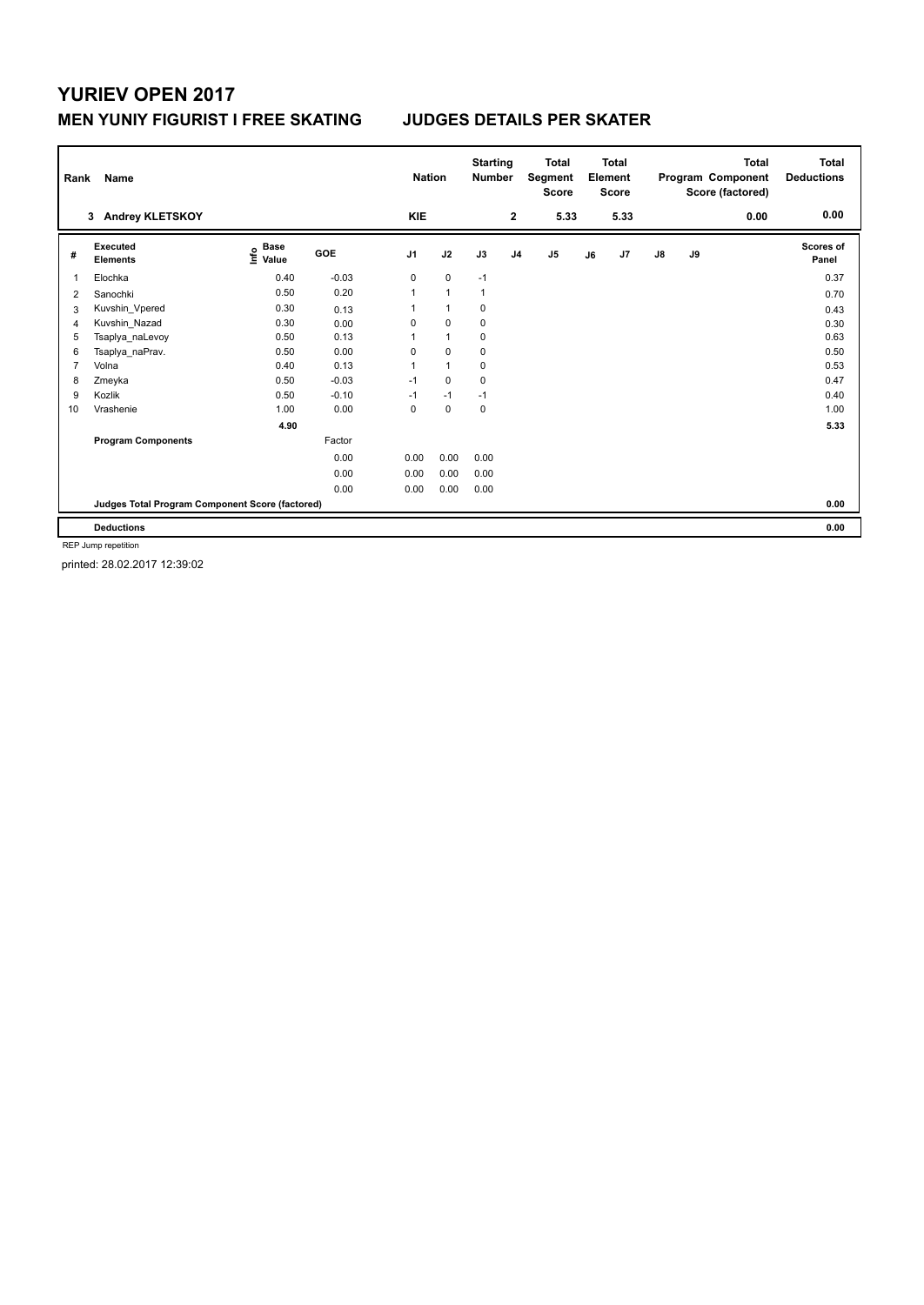# YURIEV OPEN 2017

## MEN YUNIY FIGURIST I FREE SKATING JUDGES DETAILS PER SKATER

| Rank | Name | Nation | Starting Number | Total Segment Score | Total Element Score | Total Program Component Score (factored) | Total Deductions |
|---|---|---|---|---|---|---|---|
| 3 | Andrey KLETSKOY | KIE | 2 | 5.33 | 5.33 | 0.00 | 0.00 |

| # | Executed Elements | Info | Base Value | GOE | J1 | J2 | J3 | J4 | J5 | J6 | J7 | J8 | J9 | Scores of Panel |
|---|---|---|---|---|---|---|---|---|---|---|---|---|---|---|
| 1 | Elochka | | 0.40 | -0.03 | 0 | 0 | -1 | | | | | | | 0.37 |
| 2 | Sanochki | | 0.50 | 0.20 | 1 | 1 | 1 | | | | | | | 0.70 |
| 3 | Kuvshin_Vpered | | 0.30 | 0.13 | 1 | 1 | 0 | | | | | | | 0.43 |
| 4 | Kuvshin_Nazad | | 0.30 | 0.00 | 0 | 0 | 0 | | | | | | | 0.30 |
| 5 | Tsaplya_naLevoy | | 0.50 | 0.13 | 1 | 1 | 0 | | | | | | | 0.63 |
| 6 | Tsaplya_naPrav. | | 0.50 | 0.00 | 0 | 0 | 0 | | | | | | | 0.50 |
| 7 | Volna | | 0.40 | 0.13 | 1 | 1 | 0 | | | | | | | 0.53 |
| 8 | Zmeyka | | 0.50 | -0.03 | -1 | 0 | 0 | | | | | | | 0.47 |
| 9 | Kozlik | | 0.50 | -0.10 | -1 | -1 | -1 | | | | | | | 0.40 |
| 10 | Vrashenie | | 1.00 | 0.00 | 0 | 0 | 0 | | | | | | | 1.00 |
| | | | 4.90 | | | | | | | | | | | 5.33 |
| | **Program Components** | | | Factor | | | | | | | | | | |
| | | | | 0.00 | 0.00 | 0.00 | 0.00 | | | | | | | |
| | | | | 0.00 | 0.00 | 0.00 | 0.00 | | | | | | | |
| | | | | 0.00 | 0.00 | 0.00 | 0.00 | | | | | | | |
| | **Judges Total Program Component Score (factored)** | | | | | | | | | | | | | 0.00 |
| | **Deductions** | | | | | | | | | | | | | 0.00 |

REP Jump repetition

printed: 28.02.2017 12:39:02